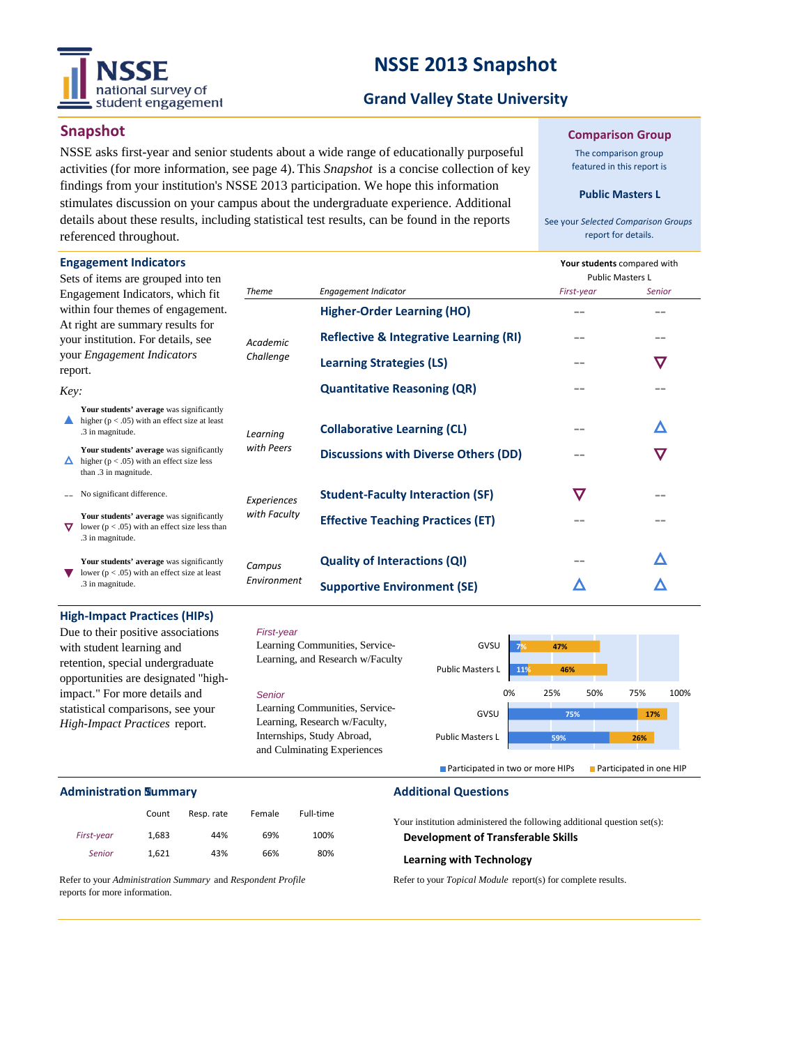# NSSE 2013 Snapshot

## Grand Valley State University

## Snapshot

NSSE asks first-year and senior students about a wide range of educationally purposeful activities (for more information, see page 4). This *Snapshot* is a concise collection of key findings from your institution's NSSE 2013 participation. We hope this information stimulates discussion on your campus about the undergraduate experience. Additional details about these results, including statistical test results, can be found in the reports referenced throughout.

### Comparison Group

The comparison group featured in this report is

**Public Masters L**

See your *Selected Comparison Groups* report for details.

## Engagement Indicators

Sets of items are grouped into ten Engagement Indicators, which fit within four themes of engagement. At right are summary results for your institution. For details, see your *Engagement Indicators* report.

*Key:*

- ▲ **Your students' average** was significantly higher ($p < .05$) with an effect size at least .3 in magnitude.
- △ **Your students' average** was significantly higher ($p < .05$) with an effect size less than .3 in magnitude.
- -- No significant difference.
- ▽ **Your students' average** was significantly lower ($p < .05$) with an effect size less than .3 in magnitude.
- ▼ **Your students' average** was significantly lower ($p < .05$) with an effect size at least .3 in magnitude.

**Your students** compared with Public Masters L

| *Theme* | *Engagement Indicator* | *First-year* | *Senior* |
|---|---|---|---|
| *Academic Challenge* | Higher-Order Learning (HO) | -- | -- |
| | Reflective & Integrative Learning (RI) | -- | -- |
| | Learning Strategies (LS) | -- | ▽ |
| | Quantitative Reasoning (QR) | -- | -- |
| *Learning with Peers* | Collaborative Learning (CL) | -- | △ |
| | Discussions with Diverse Others (DD) | -- | ▽ |
| *Experiences with Faculty* | Student-Faculty Interaction (SF) | ▽ | -- |
| | Effective Teaching Practices (ET) | -- | -- |
| *Campus Environment* | Quality of Interactions (QI) | -- | △ |
| | Supportive Environment (SE) | △ | △ |

## High-Impact Practices (HIPs)

Due to their positive associations with student learning and retention, special undergraduate opportunities are designated "high-impact." For more details and statistical comparisons, see your *High-Impact Practices* report.

*First-year*
Learning Communities, Service-Learning, and Research w/Faculty

*Senior*
Learning Communities, Service-Learning, Research w/Faculty, Internships, Study Abroad, and Culminating Experiences

| | | Participated in two or more HIPs | Participated in one HIP |
|---|---|---|---|
| First-year | GVSU | 7% | 47% |
| | Public Masters L | 11% | 46% |
| Senior | GVSU | 75% | 17% |
| | Public Masters L | 59% | 26% |

## Administration Summary

| | Count | Resp. rate | Female | Full-time |
|---|---|---|---|---|
| *First-year* | 1,683 | 44% | 69% | 100% |
| *Senior* | 1,621 | 43% | 66% | 80% |

Refer to your *Administration Summary* and *Respondent Profile* reports for more information.

## Additional Questions

Your institution administered the following additional question set(s):

**Development of Transferable Skills**

**Learning with Technology**

Refer to your *Topical Module* report(s) for complete results.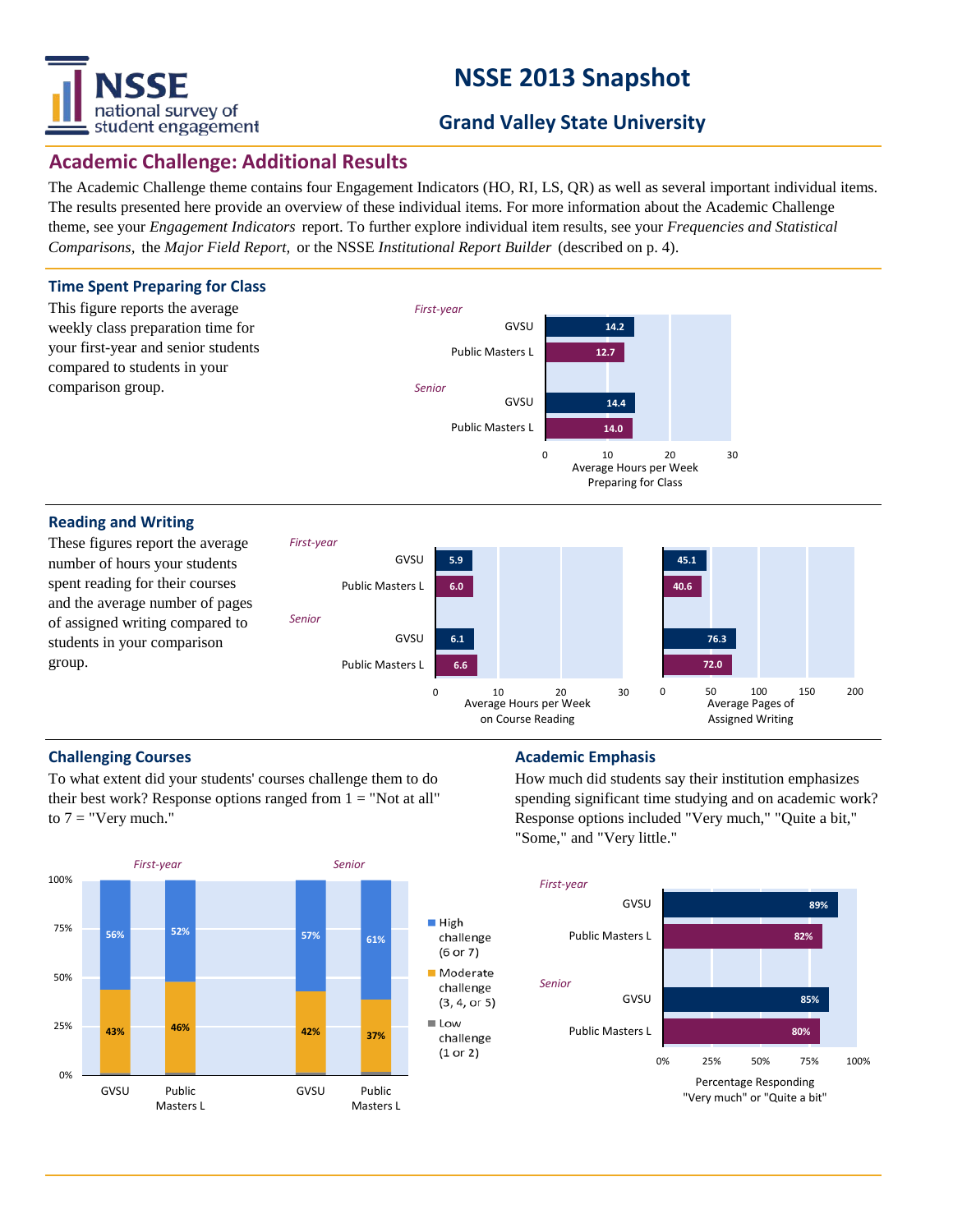# NSSE 2013 Snapshot

## Grand Valley State University

## Academic Challenge: Additional Results

The Academic Challenge theme contains four Engagement Indicators (HO, RI, LS, QR) as well as several important individual items. The results presented here provide an overview of these individual items. For more information about the Academic Challenge theme, see your *Engagement Indicators* report. To further explore individual item results, see your *Frequencies and Statistical Comparisons*, the *Major Field Report*, or the NSSE *Institutional Report Builder* (described on p. 4).

### Time Spent Preparing for Class

This figure reports the average weekly class preparation time for your first-year and senior students compared to students in your comparison group.

Average Hours per Week Preparing for Class

| | | Hours |
|---|---|---|
| First-year | GVSU | 14.2 |
| | Public Masters L | 12.7 |
| Senior | GVSU | 14.4 |
| | Public Masters L | 14.0 |

### Reading and Writing

These figures report the average number of hours your students spent reading for their courses and the average number of pages of assigned writing compared to students in your comparison group.

| | | Average Hours per Week on Course Reading | Average Pages of Assigned Writing |
|---|---|---|---|
| First-year | GVSU | 5.9 | 45.1 |
| | Public Masters L | 6.0 | 40.6 |
| Senior | GVSU | 6.1 | 76.3 |
| | Public Masters L | 6.6 | 72.0 |

### Challenging Courses

To what extent did your students' courses challenge them to do their best work? Response options ranged from 1 = "Not at all" to 7 = "Very much."

| | | High challenge (6 or 7) | Moderate challenge (3, 4, or 5) | Low challenge (1 or 2) |
|---|---|---|---|---|
| First-year | GVSU | 56% | 43% | |
| | Public Masters L | 52% | 46% | |
| Senior | GVSU | 57% | 42% | |
| | Public Masters L | 61% | 37% | |

### Academic Emphasis

How much did students say their institution emphasizes spending significant time studying and on academic work? Response options included "Very much," "Quite a bit," "Some," and "Very little."

Percentage Responding "Very much" or "Quite a bit"

| | | Percentage |
|---|---|---|
| First-year | GVSU | 89% |
| | Public Masters L | 82% |
| Senior | GVSU | 85% |
| | Public Masters L | 80% |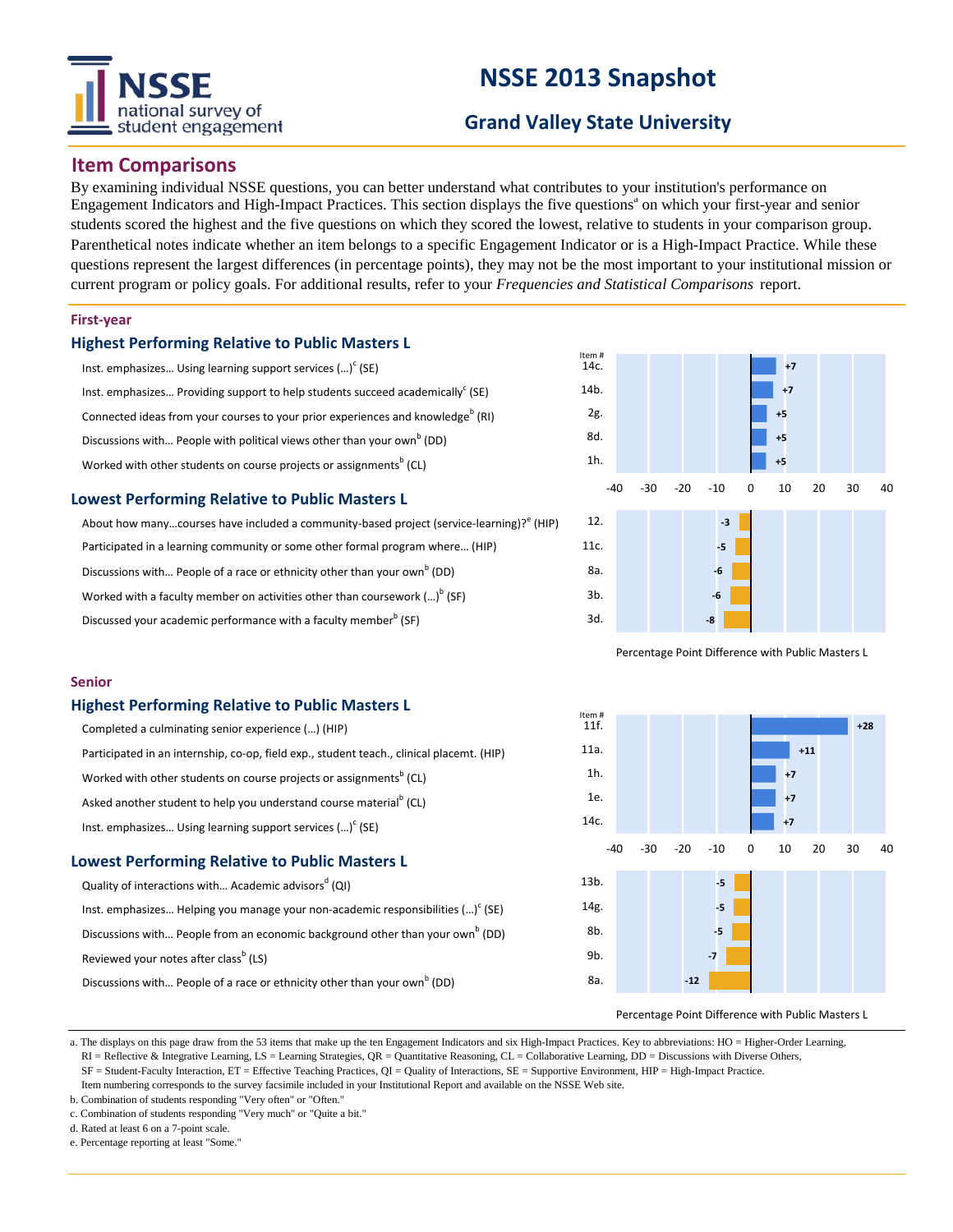# NSSE 2013 Snapshot

## Grand Valley State University

## Item Comparisons

By examining individual NSSE questions, you can better understand what contributes to your institution's performance on Engagement Indicators and High-Impact Practices. This section displays the five questions[a] on which your first-year and senior students scored the highest and the five questions on which they scored the lowest, relative to students in your comparison group. Parenthetical notes indicate whether an item belongs to a specific Engagement Indicator or is a High-Impact Practice. While these questions represent the largest differences (in percentage points), they may not be the most important to your institutional mission or current program or policy goals. For additional results, refer to your *Frequencies and Statistical Comparisons* report.

### First-year

#### Highest Performing Relative to Public Masters L

| Item | Item # | Percentage Point Difference with Public Masters L |
|---|---|---|
| Inst. emphasizes… Using learning support services (…)[c] (SE) | 14c. | +7 |
| Inst. emphasizes… Providing support to help students succeed academically[c] (SE) | 14b. | +7 |
| Connected ideas from your courses to your prior experiences and knowledge[b] (RI) | 2g. | +5 |
| Discussions with… People with political views other than your own[b] (DD) | 8d. | +5 |
| Worked with other students on course projects or assignments[b] (CL) | 1h. | +5 |

#### Lowest Performing Relative to Public Masters L

| Item | Item # | Percentage Point Difference with Public Masters L |
|---|---|---|
| About how many…courses have included a community-based project (service-learning)?[e] (HIP) | 12. | -3 |
| Participated in a learning community or some other formal program where… (HIP) | 11c. | -5 |
| Discussions with… People of a race or ethnicity other than your own[b] (DD) | 8a. | -6 |
| Worked with a faculty member on activities other than coursework (…)[b] (SF) | 3b. | -6 |
| Discussed your academic performance with a faculty member[b] (SF) | 3d. | -8 |

### Senior

#### Highest Performing Relative to Public Masters L

| Item | Item # | Percentage Point Difference with Public Masters L |
|---|---|---|
| Completed a culminating senior experience (…) (HIP) | 11f. | +28 |
| Participated in an internship, co-op, field exp., student teach., clinical placemt. (HIP) | 11a. | +11 |
| Worked with other students on course projects or assignments[b] (CL) | 1h. | +7 |
| Asked another student to help you understand course material[b] (CL) | 1e. | +7 |
| Inst. emphasizes… Using learning support services (…)[c] (SE) | 14c. | +7 |

#### Lowest Performing Relative to Public Masters L

| Item | Item # | Percentage Point Difference with Public Masters L |
|---|---|---|
| Quality of interactions with… Academic advisors[d] (QI) | 13b. | -5 |
| Inst. emphasizes… Helping you manage your non-academic responsibilities (…)[c] (SE) | 14g. | -5 |
| Discussions with… People from an economic background other than your own[b] (DD) | 8b. | -5 |
| Reviewed your notes after class[b] (LS) | 9b. | -7 |
| Discussions with… People of a race or ethnicity other than your own[b] (DD) | 8a. | -12 |

a. The displays on this page draw from the 53 items that make up the ten Engagement Indicators and six High-Impact Practices. Key to abbreviations: HO = Higher-Order Learning, RI = Reflective & Integrative Learning, LS = Learning Strategies, QR = Quantitative Reasoning, CL = Collaborative Learning, DD = Discussions with Diverse Others, SF = Student-Faculty Interaction, ET = Effective Teaching Practices, QI = Quality of Interactions, SE = Supportive Environment, HIP = High-Impact Practice. Item numbering corresponds to the survey facsimile included in your Institutional Report and available on the NSSE Web site.

b. Combination of students responding "Very often" or "Often."

c. Combination of students responding "Very much" or "Quite a bit."

d. Rated at least 6 on a 7-point scale.

e. Percentage reporting at least "Some."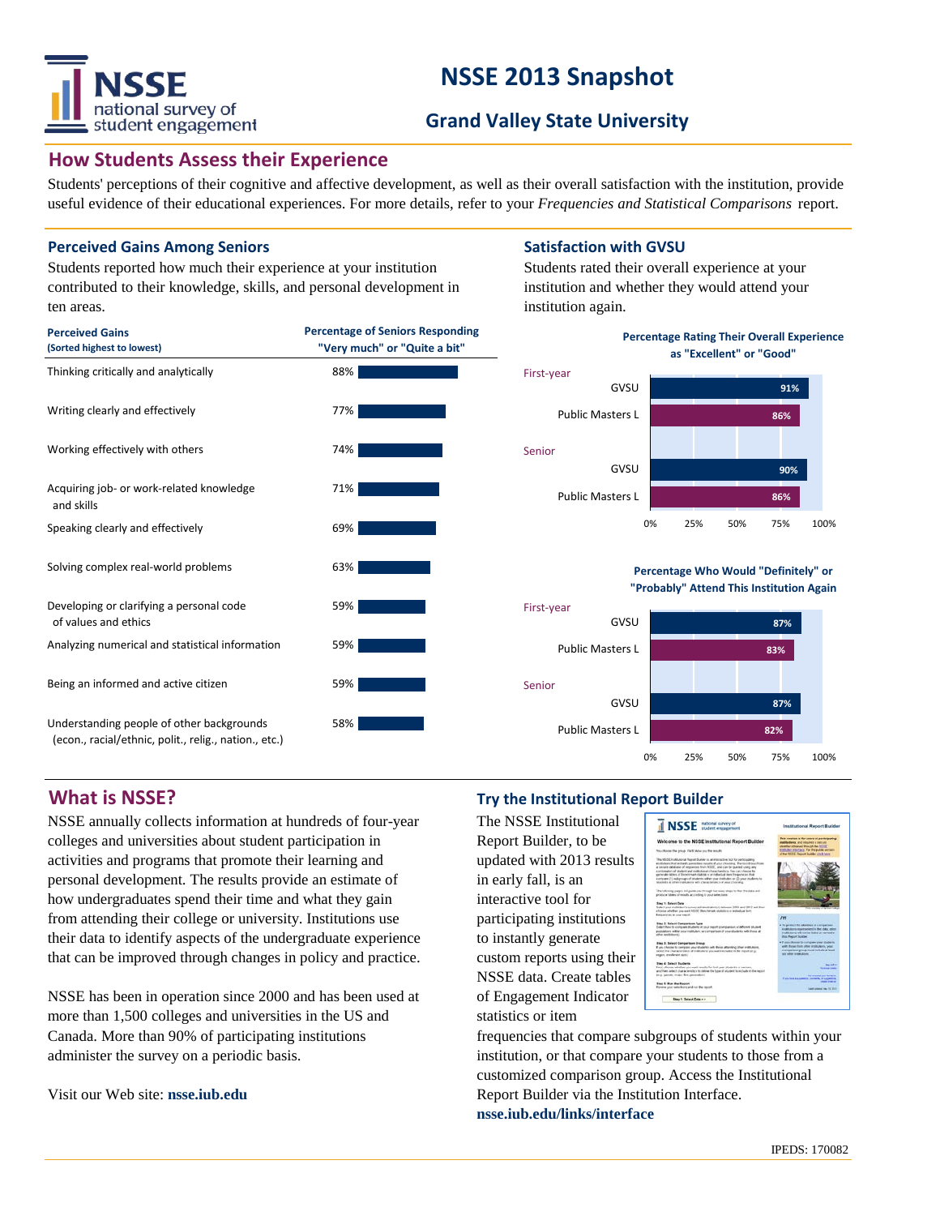# NSSE 2013 Snapshot

## Grand Valley State University

## How Students Assess their Experience

Students' perceptions of their cognitive and affective development, as well as their overall satisfaction with the institution, provide useful evidence of their educational experiences. For more details, refer to your *Frequencies and Statistical Comparisons* report.

### Perceived Gains Among Seniors

Students reported how much their experience at your institution contributed to their knowledge, skills, and personal development in ten areas.

Perceived Gains (Sorted highest to lowest)
Percentage of Seniors Responding "Very much" or "Quite a bit"

Thinking critically and analytically 88%
Writing clearly and effectively 77%
Working effectively with others 74%
Acquiring job- or work-related knowledge and skills 71%
Speaking clearly and effectively 69%
Solving complex real-world problems 63%
Developing or clarifying a personal code of values and ethics 59%
Analyzing numerical and statistical information 59%
Being an informed and active citizen 59%
Understanding people of other backgrounds (econ., racial/ethnic, polit., relig., nation., etc.) 58%

### Satisfaction with GVSU

Students rated their overall experience at your institution and whether they would attend your institution again.

Percentage Rating Their Overall Experience as "Excellent" or "Good"

First-year
GVSU 91%
Public Masters L 86%
Senior
GVSU 90%
Public Masters L 86%
0% 25% 50% 75% 100%

Percentage Who Would "Definitely" or "Probably" Attend This Institution Again

First-year
GVSU 87%
Public Masters L 83%
Senior
GVSU 87%
Public Masters L 82%
0% 25% 50% 75% 100%

## What is NSSE?

NSSE annually collects information at hundreds of four-year colleges and universities about student participation in activities and programs that promote their learning and personal development. The results provide an estimate of how undergraduates spend their time and what they gain from attending their college or university. Institutions use their data to identify aspects of the undergraduate experience that can be improved through changes in policy and practice.

NSSE has been in operation since 2000 and has been used at more than 1,500 colleges and universities in the US and Canada. More than 90% of participating institutions administer the survey on a periodic basis.

Visit our Web site: **nsse.iub.edu**

## Try the Institutional Report Builder

The NSSE Institutional Report Builder, to be updated with 2013 results in early fall, is an interactive tool for participating institutions to instantly generate custom reports using their NSSE data. Create tables of Engagement Indicator statistics or item frequencies that compare subgroups of students within your institution, or that compare your students to those from a customized comparison group. Access the Institutional Report Builder via the Institution Interface.
**nsse.iub.edu/links/interface**

IPEDS: 170082